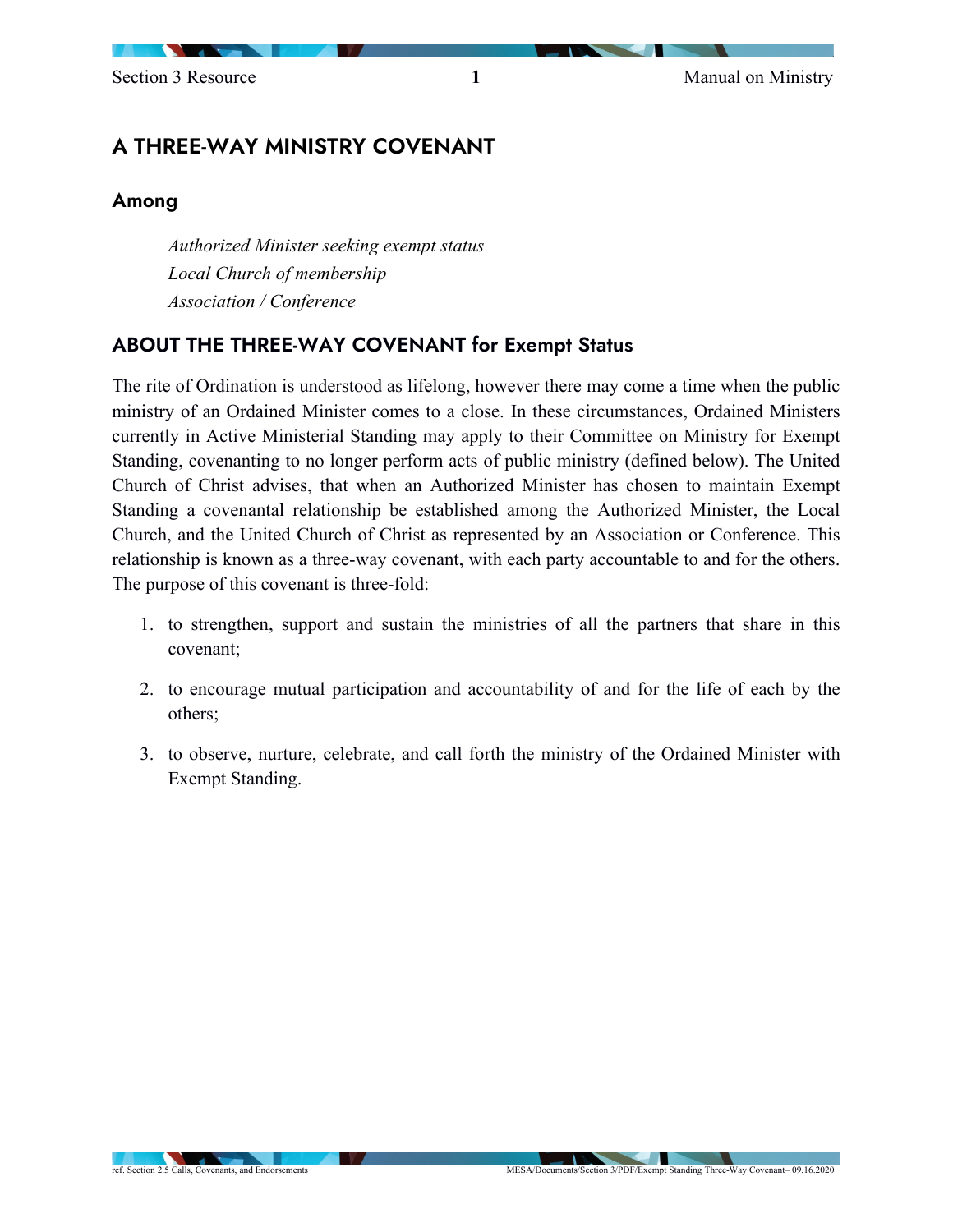# A THREE-WAY MINISTRY COVENANT

## Among

*Authorized Minister seeking exempt status*
*Local Church of membership*
*Association / Conference*

## ABOUT THE THREE-WAY COVENANT for Exempt Status

The rite of Ordination is understood as lifelong, however there may come a time when the public ministry of an Ordained Minister comes to a close. In these circumstances, Ordained Ministers currently in Active Ministerial Standing may apply to their Committee on Ministry for Exempt Standing, covenanting to no longer perform acts of public ministry (defined below). The United Church of Christ advises, that when an Authorized Minister has chosen to maintain Exempt Standing a covenantal relationship be established among the Authorized Minister, the Local Church, and the United Church of Christ as represented by an Association or Conference. This relationship is known as a three-way covenant, with each party accountable to and for the others. The purpose of this covenant is three-fold:

1. to strengthen, support and sustain the ministries of all the partners that share in this covenant;
2. to encourage mutual participation and accountability of and for the life of each by the others;
3. to observe, nurture, celebrate, and call forth the ministry of the Ordained Minister with Exempt Standing.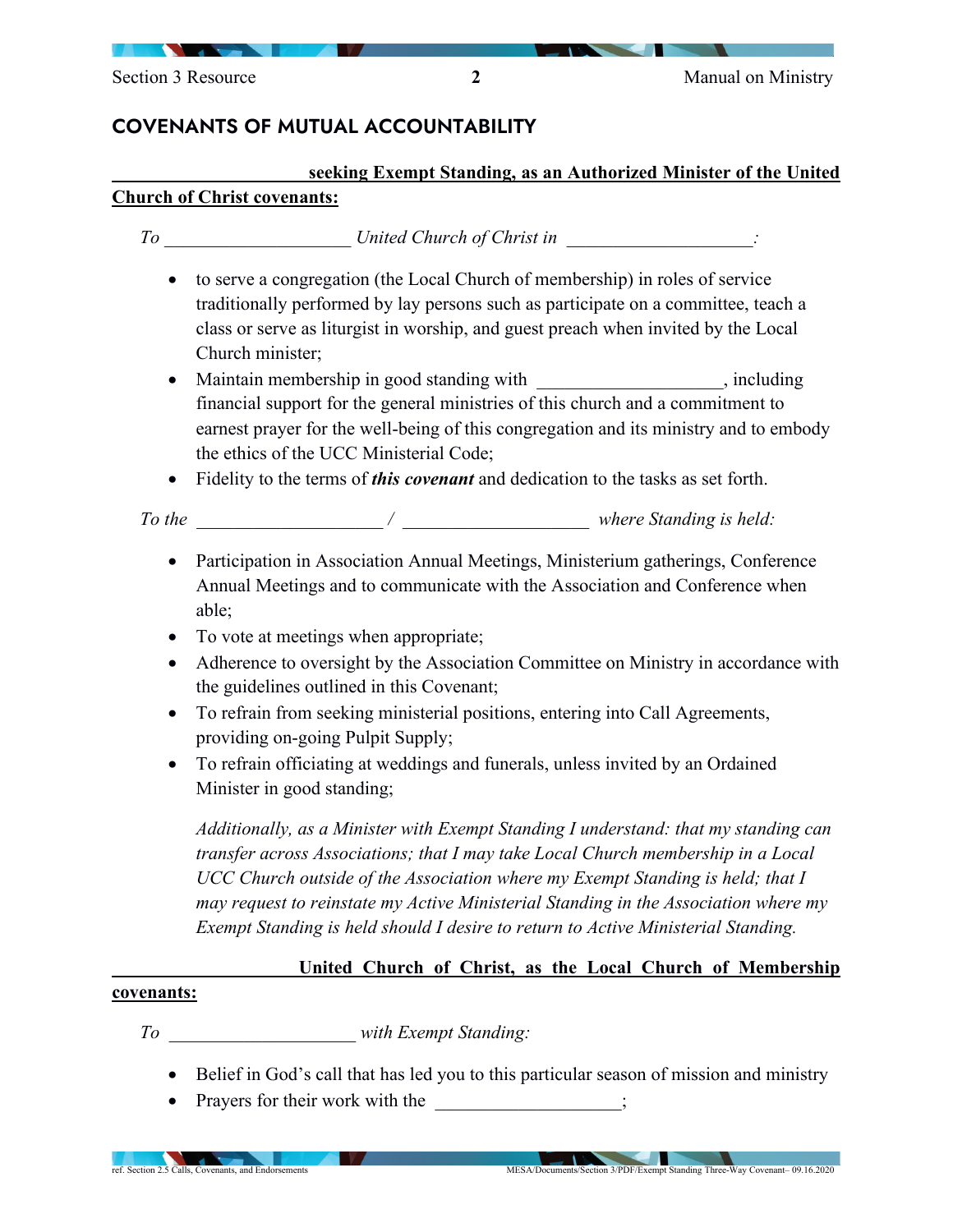## COVENANTS OF MUTUAL ACCOUNTABILITY

**____________________ seeking Exempt Standing, as an Authorized Minister of the United Church of Christ covenants:**

*To ____________________ United Church of Christ in ____________________:*

- to serve a congregation (the Local Church of membership) in roles of service traditionally performed by lay persons such as participate on a committee, teach a class or serve as liturgist in worship, and guest preach when invited by the Local Church minister;
- Maintain membership in good standing with ____________________, including financial support for the general ministries of this church and a commitment to earnest prayer for the well-being of this congregation and its ministry and to embody the ethics of the UCC Ministerial Code;
- Fidelity to the terms of ***this covenant*** and dedication to the tasks as set forth.

*To the ____________________ / ____________________ where Standing is held:*

- Participation in Association Annual Meetings, Ministerium gatherings, Conference Annual Meetings and to communicate with the Association and Conference when able;
- To vote at meetings when appropriate;
- Adherence to oversight by the Association Committee on Ministry in accordance with the guidelines outlined in this Covenant;
- To refrain from seeking ministerial positions, entering into Call Agreements, providing on-going Pulpit Supply;
- To refrain officiating at weddings and funerals, unless invited by an Ordained Minister in good standing;

*Additionally, as a Minister with Exempt Standing I understand: that my standing can transfer across Associations; that I may take Local Church membership in a Local UCC Church outside of the Association where my Exempt Standing is held; that I may request to reinstate my Active Ministerial Standing in the Association where my Exempt Standing is held should I desire to return to Active Ministerial Standing.*

**____________________ United Church of Christ, as the Local Church of Membership covenants:**

*To ____________________ with Exempt Standing:*

- Belief in God's call that has led you to this particular season of mission and ministry
- Prayers for their work with the ____________________;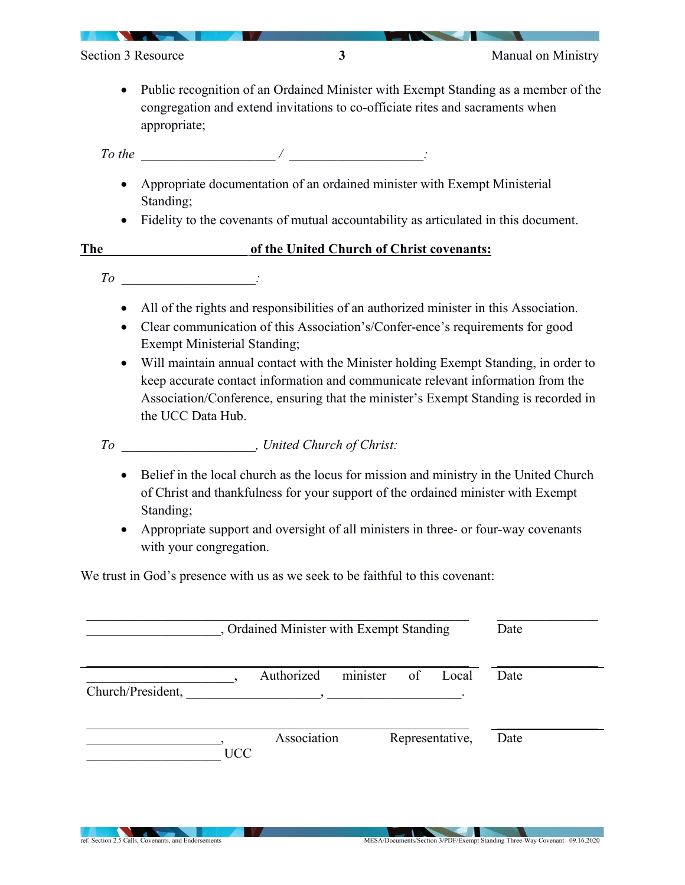- Public recognition of an Ordained Minister with Exempt Standing as a member of the congregation and extend invitations to co-officiate rites and sacraments when appropriate;

*To the* ____________________ / ____________________*:*

- Appropriate documentation of an ordained minister with Exempt Ministerial Standing;
- Fidelity to the covenants of mutual accountability as articulated in this document.

**The ______________________ of the United Church of Christ covenants:**

*To* ____________________*:*

- All of the rights and responsibilities of an authorized minister in this Association.
- Clear communication of this Association's/Confer-ence's requirements for good Exempt Ministerial Standing;
- Will maintain annual contact with the Minister holding Exempt Standing, in order to keep accurate contact information and communicate relevant information from the Association/Conference, ensuring that the minister's Exempt Standing is recorded in the UCC Data Hub.

*To* ____________________*, United Church of Christ:*

- Belief in the local church as the locus for mission and ministry in the United Church of Christ and thankfulness for your support of the ordained minister with Exempt Standing;
- Appropriate support and oversight of all ministers in three- or four-way covenants with your congregation.

We trust in God's presence with us as we seek to be faithful to this covenant:

______________________________________________ ______________

____________________, Ordained Minister with Exempt Standing Date

______________________________________________ ______________

______________________, Authorized minister of Local Church/President, ____________________, ____________________. Date

______________________________________________ ______________

____________________, Association Representative, ____________________ UCC Date